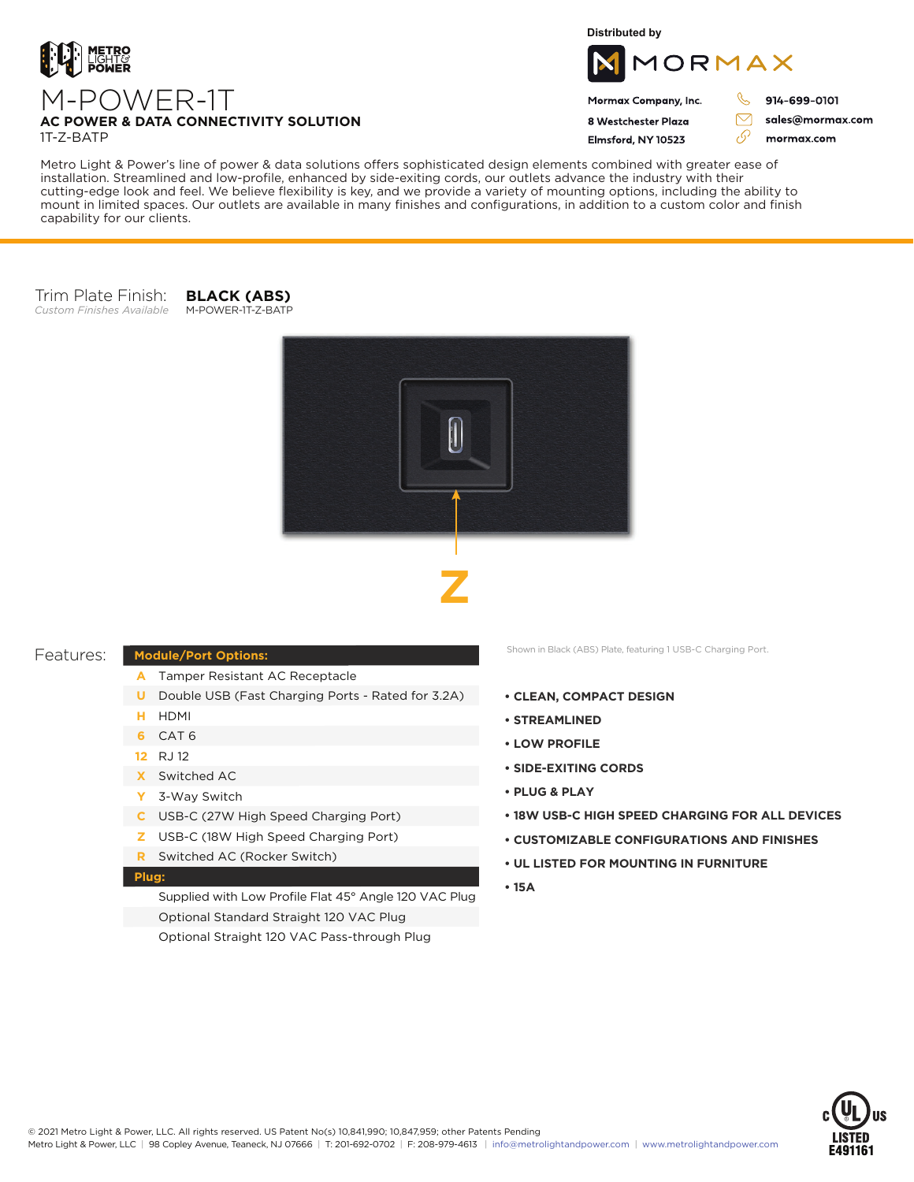METRO LIGHT & POWER

# M-POWER-1T

**AC POWER & DATA CONNECTIVITY SOLUTION**

1T-Z-BATP

Distributed by

MORMAX

**Mormax Company, Inc.**
**8 Westchester Plaza**
**Elmsford, NY 10523**

**914-699-0101**
**sales@mormax.com**
**mormax.com**

Metro Light & Power's line of power & data solutions offers sophisticated design elements combined with greater ease of installation. Streamlined and low-profile, enhanced by side-exiting cords, our outlets advance the industry with their cutting-edge look and feel. We believe flexibility is key, and we provide a variety of mounting options, including the ability to mount in limited spaces. Our outlets are available in many finishes and configurations, in addition to a custom color and finish capability for our clients.

Trim Plate Finish: **BLACK (ABS)**
*Custom Finishes Available* M-POWER-1T-Z-BATP

**Z**

Shown in Black (ABS) Plate, featuring 1 USB-C Charging Port.

## Features:

| | Module/Port Options: |
|---|---|
| A | Tamper Resistant AC Receptacle |
| U | Double USB (Fast Charging Ports - Rated for 3.2A) |
| H | HDMI |
| 6 | CAT 6 |
| 12 | RJ 12 |
| X | Switched AC |
| Y | 3-Way Switch |
| C | USB-C (27W High Speed Charging Port) |
| Z | USB-C (18W High Speed Charging Port) |
| R | Switched AC (Rocker Switch) |
| | **Plug:** |
| | Supplied with Low Profile Flat 45° Angle 120 VAC Plug |
| | Optional Standard Straight 120 VAC Plug |
| | Optional Straight 120 VAC Pass-through Plug |

- **CLEAN, COMPACT DESIGN**
- **STREAMLINED**
- **LOW PROFILE**
- **SIDE-EXITING CORDS**
- **PLUG & PLAY**
- **18W USB-C HIGH SPEED CHARGING FOR ALL DEVICES**
- **CUSTOMIZABLE CONFIGURATIONS AND FINISHES**
- **UL LISTED FOR MOUNTING IN FURNITURE**
- **15A**

© 2021 Metro Light & Power, LLC. All rights reserved. US Patent No(s) 10,841,990; 10,847,959; other Patents Pending
Metro Light & Power, LLC | 98 Copley Avenue, Teaneck, NJ 07666 | T: 201-692-0702 | F: 208-979-4613 | info@metrolightandpower.com | www.metrolightandpower.com

c UL us LISTED E491161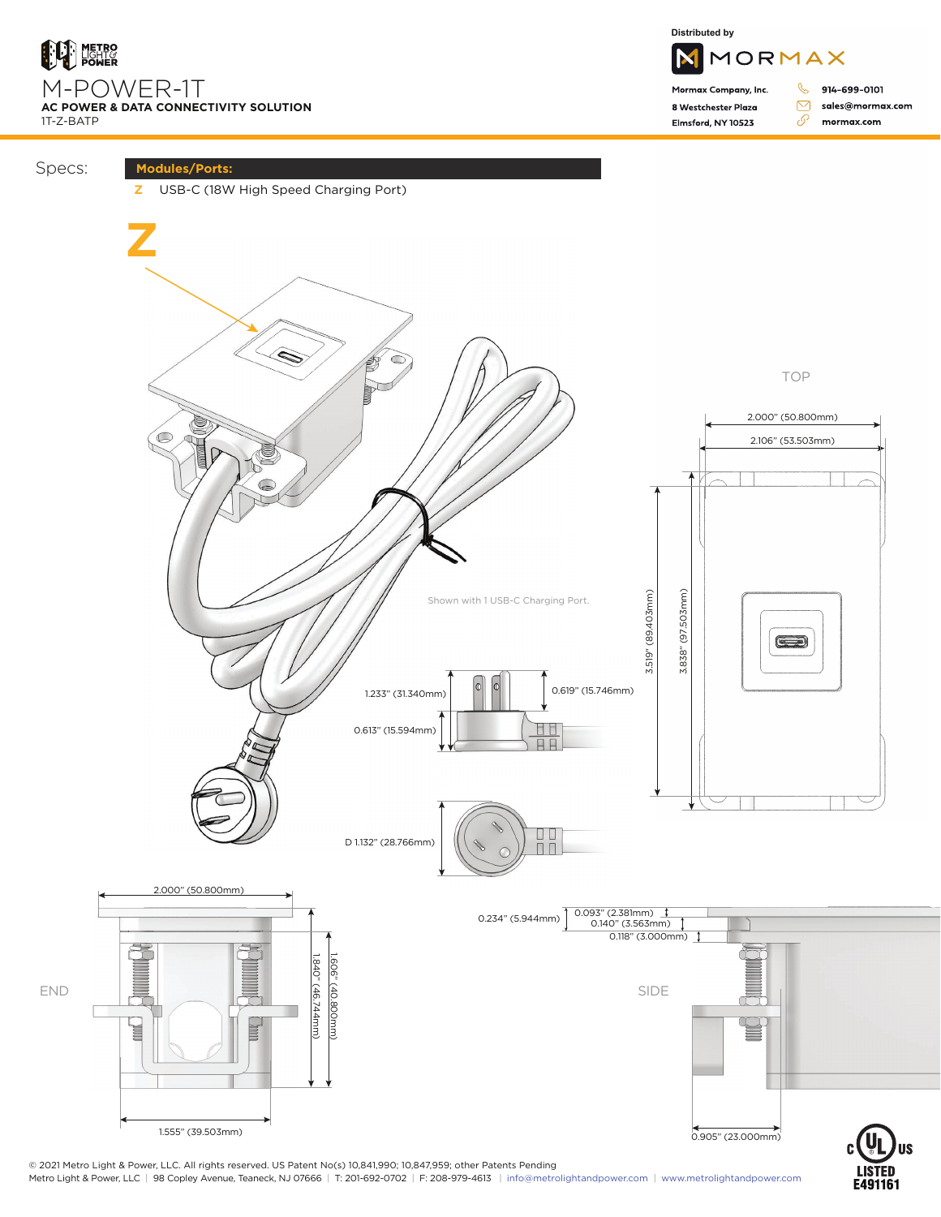METRO LIGHT & POWER

# M-POWER-1T

**AC POWER & DATA CONNECTIVITY SOLUTION**

1T-Z-BATP

Distributed by

MORMAX

Mormax Company, Inc.
8 Westchester Plaza
Elmsford, NY 10523

914-699-0101
sales@mormax.com
mormax.com

Specs:

**Modules/Ports:**

Z USB-C (18W High Speed Charging Port)

Z

Shown with 1 USB-C Charging Port.

TOP

2.000" (50.800mm)

2.106" (53.503mm)

3.519" (89.403mm)

3.838" (97.503mm)

1.233" (31.340mm)

0.619" (15.746mm)

0.613" (15.594mm)

D 1.132" (28.766mm)

END

2.000" (50.800mm)

1.840" (46.744mm)

1.606" (40.800mm)

1.555" (39.503mm)

SIDE

0.234" (5.944mm)

0.093" (2.381mm)

0.140" (3.563mm)

0.118" (3.000mm)

0.905" (23.000mm)

© 2021 Metro Light & Power, LLC. All rights reserved. US Patent No(s) 10,841,990; 10,847,959; other Patents Pending

Metro Light & Power, LLC | 98 Copley Avenue, Teaneck, NJ 07666 | T: 201-692-0702 | F: 208-979-4613 | info@metrolightandpower.com | www.metrolightandpower.com

c UL us LISTED E491161